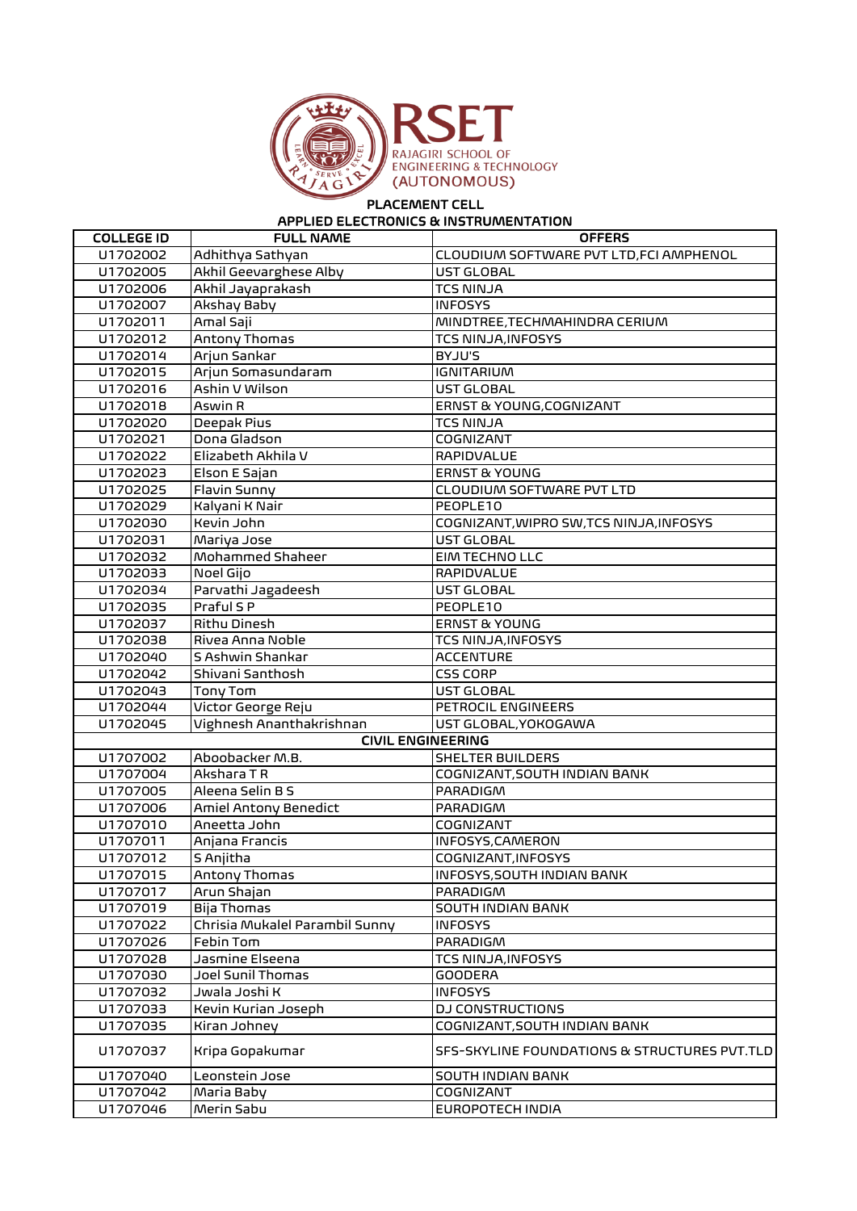# RSET

RAJAGIRI SCHOOL OF ENGINEERING & TECHNOLOGY (AUTONOMOUS)

## PLACEMENT CELL

### APPLIED ELECTRONICS & INSTRUMENTATION

| COLLEGE ID | FULL NAME | OFFERS |
|---|---|---|
| U1702002 | Adhithya Sathyan | CLOUDIUM SOFTWARE PVT LTD,FCI AMPHENOL |
| U1702005 | Akhil Geevarghese Alby | UST GLOBAL |
| U1702006 | Akhil Jayaprakash | TCS NINJA |
| U1702007 | Akshay Baby | INFOSYS |
| U1702011 | Amal Saji | MINDTREE,TECHMAHINDRA CERIUM |
| U1702012 | Antony Thomas | TCS NINJA,INFOSYS |
| U1702014 | Arjun Sankar | BYJU'S |
| U1702015 | Arjun Somasundaram | IGNITARIUM |
| U1702016 | Ashin V Wilson | UST GLOBAL |
| U1702018 | Aswin R | ERNST & YOUNG,COGNIZANT |
| U1702020 | Deepak Pius | TCS NINJA |
| U1702021 | Dona Gladson | COGNIZANT |
| U1702022 | Elizabeth Akhila V | RAPIDVALUE |
| U1702023 | Elson E Sajan | ERNST & YOUNG |
| U1702025 | Flavin Sunny | CLOUDIUM SOFTWARE PVT LTD |
| U1702029 | Kalyani K Nair | PEOPLE10 |
| U1702030 | Kevin John | COGNIZANT,WIPRO SW,TCS NINJA,INFOSYS |
| U1702031 | Mariya Jose | UST GLOBAL |
| U1702032 | Mohammed Shaheer | EIM TECHNO LLC |
| U1702033 | Noel Gijo | RAPIDVALUE |
| U1702034 | Parvathi Jagadeesh | UST GLOBAL |
| U1702035 | Praful S P | PEOPLE10 |
| U1702037 | Rithu Dinesh | ERNST & YOUNG |
| U1702038 | Rivea Anna Noble | TCS NINJA,INFOSYS |
| U1702040 | S Ashwin Shankar | ACCENTURE |
| U1702042 | Shivani Santhosh | CSS CORP |
| U1702043 | Tony Tom | UST GLOBAL |
| U1702044 | Victor George Reju | PETROCIL ENGINEERS |
| U1702045 | Vighnesh Ananthakrishnan | UST GLOBAL,YOKOGAWA |
| **CIVIL ENGINEERING** | | |
| U1707002 | Aboobacker M.B. | SHELTER BUILDERS |
| U1707004 | Akshara T R | COGNIZANT,SOUTH INDIAN BANK |
| U1707005 | Aleena Selin B S | PARADIGM |
| U1707006 | Amiel Antony Benedict | PARADIGM |
| U1707010 | Aneetta John | COGNIZANT |
| U1707011 | Anjana Francis | INFOSYS,CAMERON |
| U1707012 | S Anjitha | COGNIZANT,INFOSYS |
| U1707015 | Antony Thomas | INFOSYS,SOUTH INDIAN BANK |
| U1707017 | Arun Shajan | PARADIGM |
| U1707019 | Bija Thomas | SOUTH INDIAN BANK |
| U1707022 | Chrisia Mukalel Parambil Sunny | INFOSYS |
| U1707026 | Febin Tom | PARADIGM |
| U1707028 | Jasmine Elseena | TCS NINJA,INFOSYS |
| U1707030 | Joel Sunil Thomas | GOODERA |
| U1707032 | Jwala Joshi K | INFOSYS |
| U1707033 | Kevin Kurian Joseph | DJ CONSTRUCTIONS |
| U1707035 | Kiran Johney | COGNIZANT,SOUTH INDIAN BANK |
| U1707037 | Kripa Gopakumar | SFS-SKYLINE FOUNDATIONS & STRUCTURES PVT.TLD |
| U1707040 | Leonstein Jose | SOUTH INDIAN BANK |
| U1707042 | Maria Baby | COGNIZANT |
| U1707046 | Merin Sabu | EUROPOTECH INDIA |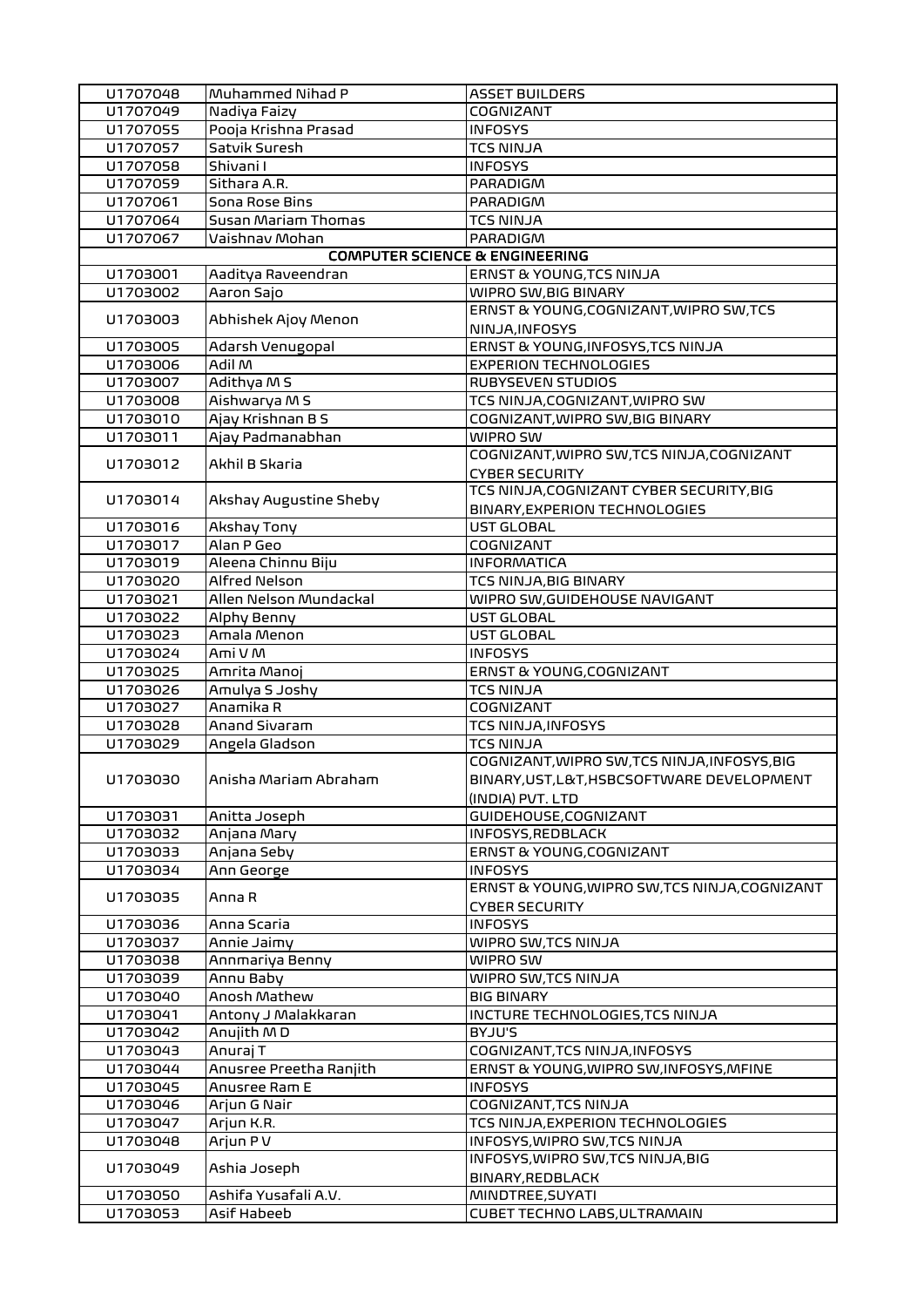| | | |
|---|---|---|
| U1707048 | Muhammed Nihad P | ASSET BUILDERS |
| U1707049 | Nadiya Faizy | COGNIZANT |
| U1707055 | Pooja Krishna Prasad | INFOSYS |
| U1707057 | Satvik Suresh | TCS NINJA |
| U1707058 | Shivani I | INFOSYS |
| U1707059 | Sithara A.R. | PARADIGM |
| U1707061 | Sona Rose Bins | PARADIGM |
| U1707064 | Susan Mariam Thomas | TCS NINJA |
| U1707067 | Vaishnav Mohan | PARADIGM |
| | **COMPUTER SCIENCE & ENGINEERING** | |
| U1703001 | Aaditya Raveendran | ERNST & YOUNG,TCS NINJA |
| U1703002 | Aaron Sajo | WIPRO SW,BIG BINARY |
| U1703003 | Abhishek Ajoy Menon | ERNST & YOUNG,COGNIZANT,WIPRO SW,TCS NINJA,INFOSYS |
| U1703005 | Adarsh Venugopal | ERNST & YOUNG,INFOSYS,TCS NINJA |
| U1703006 | Adil M | EXPERION TECHNOLOGIES |
| U1703007 | Adithya M S | RUBYSEVEN STUDIOS |
| U1703008 | Aishwarya M S | TCS NINJA,COGNIZANT,WIPRO SW |
| U1703010 | Ajay Krishnan B S | COGNIZANT,WIPRO SW,BIG BINARY |
| U1703011 | Ajay Padmanabhan | WIPRO SW |
| U1703012 | Akhil B Skaria | COGNIZANT,WIPRO SW,TCS NINJA,COGNIZANT CYBER SECURITY |
| U1703014 | Akshay Augustine Sheby | TCS NINJA,COGNIZANT CYBER SECURITY,BIG BINARY,EXPERION TECHNOLOGIES |
| U1703016 | Akshay Tony | UST GLOBAL |
| U1703017 | Alan P Geo | COGNIZANT |
| U1703019 | Aleena Chinnu Biju | INFORMATICA |
| U1703020 | Alfred Nelson | TCS NINJA,BIG BINARY |
| U1703021 | Allen Nelson Mundackal | WIPRO SW,GUIDEHOUSE NAVIGANT |
| U1703022 | Alphy Benny | UST GLOBAL |
| U1703023 | Amala Menon | UST GLOBAL |
| U1703024 | Ami V M | INFOSYS |
| U1703025 | Amrita Manoj | ERNST & YOUNG,COGNIZANT |
| U1703026 | Amulya S Joshy | TCS NINJA |
| U1703027 | Anamika R | COGNIZANT |
| U1703028 | Anand Sivaram | TCS NINJA,INFOSYS |
| U1703029 | Angela Gladson | TCS NINJA |
| U1703030 | Anisha Mariam Abraham | COGNIZANT,WIPRO SW,TCS NINJA,INFOSYS,BIG BINARY,UST,L&T,HSBCSOFTWARE DEVELOPMENT (INDIA) PVT. LTD |
| U1703031 | Anitta Joseph | GUIDEHOUSE,COGNIZANT |
| U1703032 | Anjana Mary | INFOSYS,REDBLACK |
| U1703033 | Anjana Seby | ERNST & YOUNG,COGNIZANT |
| U1703034 | Ann George | INFOSYS |
| U1703035 | Anna R | ERNST & YOUNG,WIPRO SW,TCS NINJA,COGNIZANT CYBER SECURITY |
| U1703036 | Anna Scaria | INFOSYS |
| U1703037 | Annie Jaimy | WIPRO SW,TCS NINJA |
| U1703038 | Annmariya Benny | WIPRO SW |
| U1703039 | Annu Baby | WIPRO SW,TCS NINJA |
| U1703040 | Anosh Mathew | BIG BINARY |
| U1703041 | Antony J Malakkaran | INCTURE TECHNOLOGIES,TCS NINJA |
| U1703042 | Anujith M D | BYJU'S |
| U1703043 | Anuraj T | COGNIZANT,TCS NINJA,INFOSYS |
| U1703044 | Anusree Preetha Ranjith | ERNST & YOUNG,WIPRO SW,INFOSYS,MFINE |
| U1703045 | Anusree Ram E | INFOSYS |
| U1703046 | Arjun G Nair | COGNIZANT,TCS NINJA |
| U1703047 | Arjun K.R. | TCS NINJA,EXPERION TECHNOLOGIES |
| U1703048 | Arjun P V | INFOSYS,WIPRO SW,TCS NINJA |
| U1703049 | Ashia Joseph | INFOSYS,WIPRO SW,TCS NINJA,BIG BINARY,REDBLACK |
| U1703050 | Ashifa Yusafali A.V. | MINDTREE,SUYATI |
| U1703053 | Asif Habeeb | CUBET TECHNO LABS,ULTRAMAIN |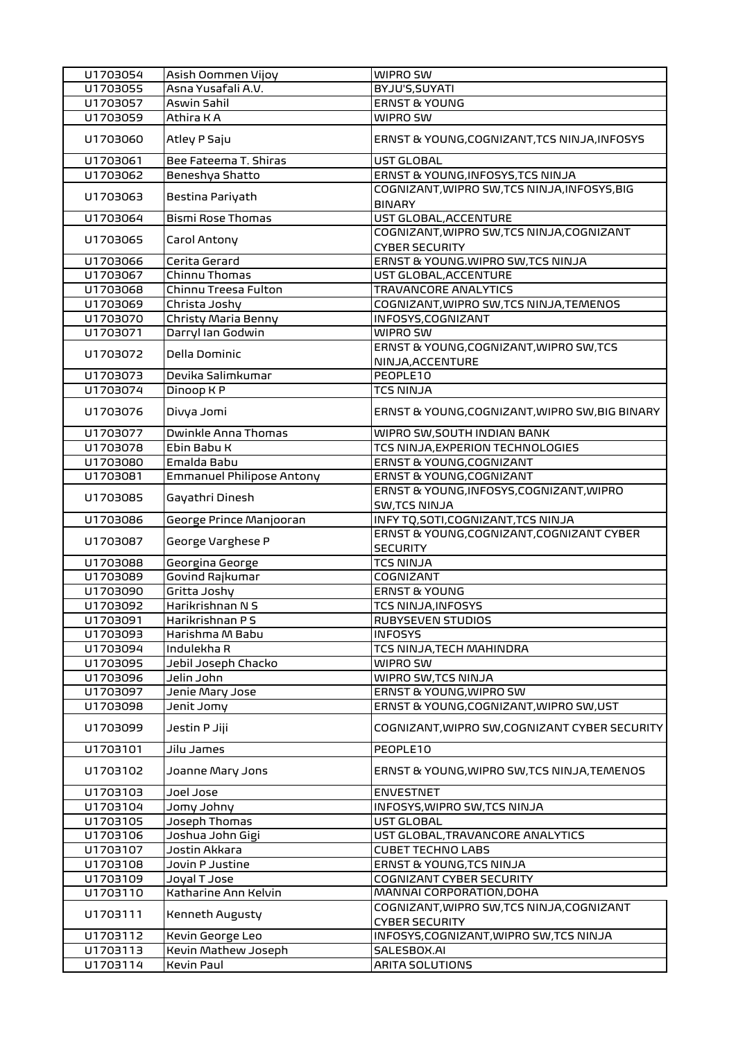| | | |
|---|---|---|
| U1703054 | Asish Oommen Vijoy | WIPRO SW |
| U1703055 | Asna Yusafali A.V. | BYJU'S,SUYATI |
| U1703057 | Aswin Sahil | ERNST & YOUNG |
| U1703059 | Athira K A | WIPRO SW |
| U1703060 | Atley P Saju | ERNST & YOUNG,COGNIZANT,TCS NINJA,INFOSYS |
| U1703061 | Bee Fateema T. Shiras | UST GLOBAL |
| U1703062 | Beneshya Shatto | ERNST & YOUNG,INFOSYS,TCS NINJA |
| U1703063 | Bestina Pariyath | COGNIZANT,WIPRO SW,TCS NINJA,INFOSYS,BIG BINARY |
| U1703064 | Bismi Rose Thomas | UST GLOBAL,ACCENTURE |
| U1703065 | Carol Antony | COGNIZANT,WIPRO SW,TCS NINJA,COGNIZANT CYBER SECURITY |
| U1703066 | Cerita Gerard | ERNST & YOUNG.WIPRO SW,TCS NINJA |
| U1703067 | Chinnu Thomas | UST GLOBAL,ACCENTURE |
| U1703068 | Chinnu Treesa Fulton | TRAVANCORE ANALYTICS |
| U1703069 | Christa Joshy | COGNIZANT,WIPRO SW,TCS NINJA,TEMENOS |
| U1703070 | Christy Maria Benny | INFOSYS,COGNIZANT |
| U1703071 | Darryl Ian Godwin | WIPRO SW |
| U1703072 | Della Dominic | ERNST & YOUNG,COGNIZANT,WIPRO SW,TCS NINJA,ACCENTURE |
| U1703073 | Devika Salimkumar | PEOPLE10 |
| U1703074 | Dinoop K P | TCS NINJA |
| U1703076 | Divya Jomi | ERNST & YOUNG,COGNIZANT,WIPRO SW,BIG BINARY |
| U1703077 | Dwinkle Anna Thomas | WIPRO SW,SOUTH INDIAN BANK |
| U1703078 | Ebin Babu K | TCS NINJA,EXPERION TECHNOLOGIES |
| U1703080 | Emalda Babu | ERNST & YOUNG,COGNIZANT |
| U1703081 | Emmanuel Philipose Antony | ERNST & YOUNG,COGNIZANT |
| U1703085 | Gayathri Dinesh | ERNST & YOUNG,INFOSYS,COGNIZANT,WIPRO SW,TCS NINJA |
| U1703086 | George Prince Manjooran | INFY TQ,SOTI,COGNIZANT,TCS NINJA |
| U1703087 | George Varghese P | ERNST & YOUNG,COGNIZANT,COGNIZANT CYBER SECURITY |
| U1703088 | Georgina George | TCS NINJA |
| U1703089 | Govind Rajkumar | COGNIZANT |
| U1703090 | Gritta Joshy | ERNST & YOUNG |
| U1703092 | Harikrishnan N S | TCS NINJA,INFOSYS |
| U1703091 | Harikrishnan P S | RUBYSEVEN STUDIOS |
| U1703093 | Harishma M Babu | INFOSYS |
| U1703094 | Indulekha R | TCS NINJA,TECH MAHINDRA |
| U1703095 | Jebil Joseph Chacko | WIPRO SW |
| U1703096 | Jelin John | WIPRO SW,TCS NINJA |
| U1703097 | Jenie Mary Jose | ERNST & YOUNG,WIPRO SW |
| U1703098 | Jenit Jomy | ERNST & YOUNG,COGNIZANT,WIPRO SW,UST |
| U1703099 | Jestin P Jiji | COGNIZANT,WIPRO SW,COGNIZANT CYBER SECURITY |
| U1703101 | Jilu James | PEOPLE10 |
| U1703102 | Joanne Mary Jons | ERNST & YOUNG,WIPRO SW,TCS NINJA,TEMENOS |
| U1703103 | Joel Jose | ENVESTNET |
| U1703104 | Jomy Johny | INFOSYS,WIPRO SW,TCS NINJA |
| U1703105 | Joseph Thomas | UST GLOBAL |
| U1703106 | Joshua John Gigi | UST GLOBAL,TRAVANCORE ANALYTICS |
| U1703107 | Jostin Akkara | CUBET TECHNO LABS |
| U1703108 | Jovin P Justine | ERNST & YOUNG,TCS NINJA |
| U1703109 | Joyal T Jose | COGNIZANT CYBER SECURITY |
| U1703110 | Katharine Ann Kelvin | MANNAI CORPORATION,DOHA |
| U1703111 | Kenneth Augusty | COGNIZANT,WIPRO SW,TCS NINJA,COGNIZANT CYBER SECURITY |
| U1703112 | Kevin George Leo | INFOSYS,COGNIZANT,WIPRO SW,TCS NINJA |
| U1703113 | Kevin Mathew Joseph | SALESBOX.AI |
| U1703114 | Kevin Paul | ARITA SOLUTIONS |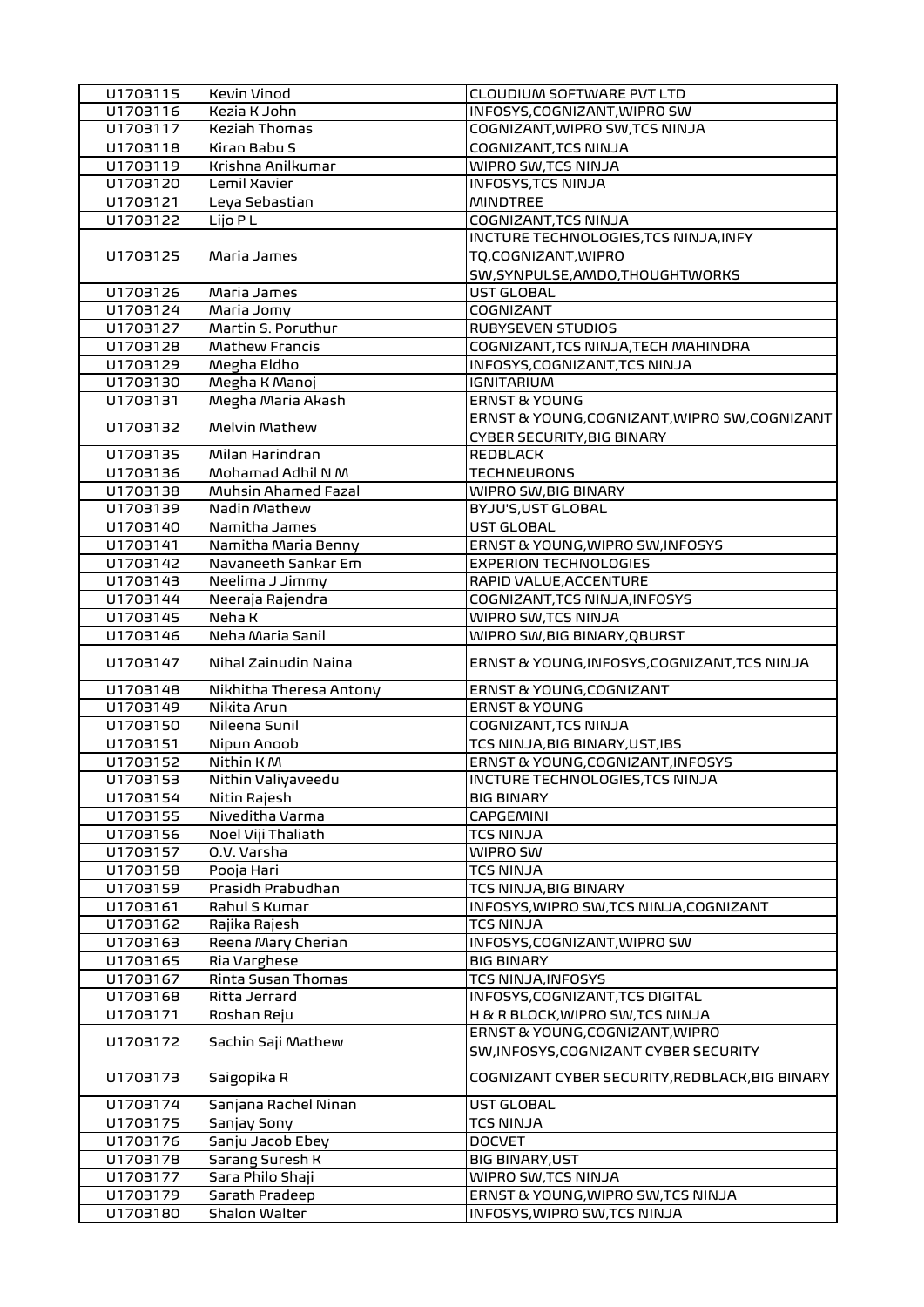| U1703115 | Kevin Vinod | CLOUDIUM SOFTWARE PVT LTD |
|---|---|---|
| U1703116 | Kezia K John | INFOSYS,COGNIZANT,WIPRO SW |
| U1703117 | Keziah Thomas | COGNIZANT,WIPRO SW,TCS NINJA |
| U1703118 | Kiran Babu S | COGNIZANT,TCS NINJA |
| U1703119 | Krishna Anilkumar | WIPRO SW,TCS NINJA |
| U1703120 | Lemil Xavier | INFOSYS,TCS NINJA |
| U1703121 | Leya Sebastian | MINDTREE |
| U1703122 | Lijo P L | COGNIZANT,TCS NINJA |
| U1703125 | Maria James | INCTURE TECHNOLOGIES,TCS NINJA,INFY TQ,COGNIZANT,WIPRO SW,SYNPULSE,AMDO,THOUGHTWORKS |
| U1703126 | Maria James | UST GLOBAL |
| U1703124 | Maria Jomy | COGNIZANT |
| U1703127 | Martin S. Poruthur | RUBYSEVEN STUDIOS |
| U1703128 | Mathew Francis | COGNIZANT,TCS NINJA,TECH MAHINDRA |
| U1703129 | Megha Eldho | INFOSYS,COGNIZANT,TCS NINJA |
| U1703130 | Megha K Manoj | IGNITARIUM |
| U1703131 | Megha Maria Akash | ERNST & YOUNG |
| U1703132 | Melvin Mathew | ERNST & YOUNG,COGNIZANT,WIPRO SW,COGNIZANT CYBER SECURITY,BIG BINARY |
| U1703135 | Milan Harindran | REDBLACK |
| U1703136 | Mohamad Adhil N M | TECHNEURONS |
| U1703138 | Muhsin Ahamed Fazal | WIPRO SW,BIG BINARY |
| U1703139 | Nadin Mathew | BYJU'S,UST GLOBAL |
| U1703140 | Namitha James | UST GLOBAL |
| U1703141 | Namitha Maria Benny | ERNST & YOUNG,WIPRO SW,INFOSYS |
| U1703142 | Navaneeth Sankar Em | EXPERION TECHNOLOGIES |
| U1703143 | Neelima J Jimmy | RAPID VALUE,ACCENTURE |
| U1703144 | Neeraja Rajendra | COGNIZANT,TCS NINJA,INFOSYS |
| U1703145 | Neha K | WIPRO SW,TCS NINJA |
| U1703146 | Neha Maria Sanil | WIPRO SW,BIG BINARY,QBURST |
| U1703147 | Nihal Zainudin Naina | ERNST & YOUNG,INFOSYS,COGNIZANT,TCS NINJA |
| U1703148 | Nikhitha Theresa Antony | ERNST & YOUNG,COGNIZANT |
| U1703149 | Nikita Arun | ERNST & YOUNG |
| U1703150 | Nileena Sunil | COGNIZANT,TCS NINJA |
| U1703151 | Nipun Anoob | TCS NINJA,BIG BINARY,UST,IBS |
| U1703152 | Nithin K M | ERNST & YOUNG,COGNIZANT,INFOSYS |
| U1703153 | Nithin Valiyaveedu | INCTURE TECHNOLOGIES,TCS NINJA |
| U1703154 | Nitin Rajesh | BIG BINARY |
| U1703155 | Niveditha Varma | CAPGEMINI |
| U1703156 | Noel Viji Thaliath | TCS NINJA |
| U1703157 | O.V. Varsha | WIPRO SW |
| U1703158 | Pooja Hari | TCS NINJA |
| U1703159 | Prasidh Prabudhan | TCS NINJA,BIG BINARY |
| U1703161 | Rahul S Kumar | INFOSYS,WIPRO SW,TCS NINJA,COGNIZANT |
| U1703162 | Rajika Rajesh | TCS NINJA |
| U1703163 | Reena Mary Cherian | INFOSYS,COGNIZANT,WIPRO SW |
| U1703165 | Ria Varghese | BIG BINARY |
| U1703167 | Rinta Susan Thomas | TCS NINJA,INFOSYS |
| U1703168 | Ritta Jerrard | INFOSYS,COGNIZANT,TCS DIGITAL |
| U1703171 | Roshan Reju | H & R BLOCK,WIPRO SW,TCS NINJA |
| U1703172 | Sachin Saji Mathew | ERNST & YOUNG,COGNIZANT,WIPRO SW,INFOSYS,COGNIZANT CYBER SECURITY |
| U1703173 | Saigopika R | COGNIZANT CYBER SECURITY,REDBLACK,BIG BINARY |
| U1703174 | Sanjana Rachel Ninan | UST GLOBAL |
| U1703175 | Sanjay Sony | TCS NINJA |
| U1703176 | Sanju Jacob Ebey | DOCVET |
| U1703178 | Sarang Suresh K | BIG BINARY,UST |
| U1703177 | Sara Philo Shaji | WIPRO SW,TCS NINJA |
| U1703179 | Sarath Pradeep | ERNST & YOUNG,WIPRO SW,TCS NINJA |
| U1703180 | Shalon Walter | INFOSYS,WIPRO SW,TCS NINJA |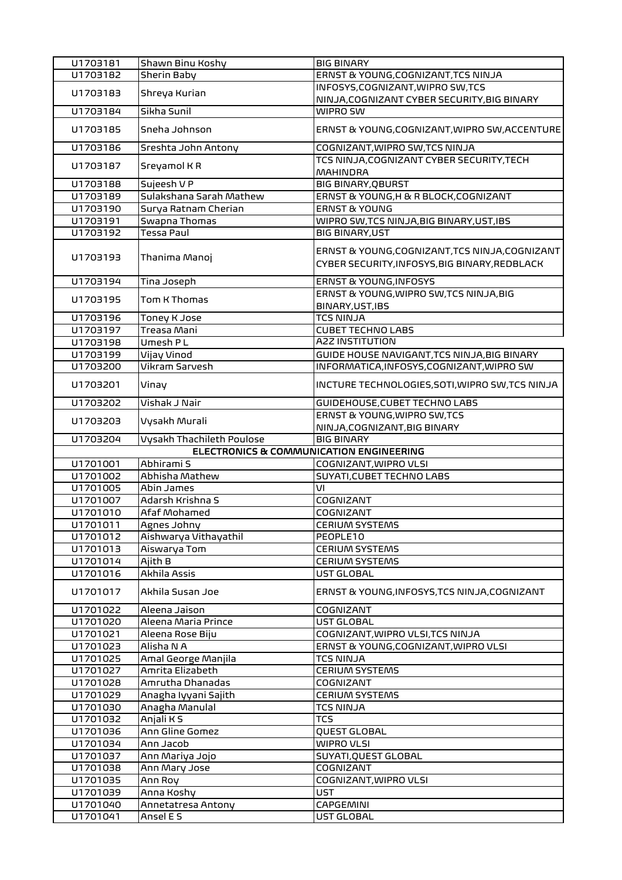| | | |
|---|---|---|
| U1703181 | Shawn Binu Koshy | BIG BINARY |
| U1703182 | Sherin Baby | ERNST & YOUNG,COGNIZANT,TCS NINJA |
| U1703183 | Shreya Kurian | INFOSYS,COGNIZANT,WIPRO SW,TCS NINJA,COGNIZANT CYBER SECURITY,BIG BINARY |
| U1703184 | Sikha Sunil | WIPRO SW |
| U1703185 | Sneha Johnson | ERNST & YOUNG,COGNIZANT,WIPRO SW,ACCENTURE |
| U1703186 | Sreshta John Antony | COGNIZANT,WIPRO SW,TCS NINJA |
| U1703187 | Sreyamol K R | TCS NINJA,COGNIZANT CYBER SECURITY,TECH MAHINDRA |
| U1703188 | Sujeesh V P | BIG BINARY,QBURST |
| U1703189 | Sulakshana Sarah Mathew | ERNST & YOUNG,H & R BLOCK,COGNIZANT |
| U1703190 | Surya Ratnam Cherian | ERNST & YOUNG |
| U1703191 | Swapna Thomas | WIPRO SW,TCS NINJA,BIG BINARY,UST,IBS |
| U1703192 | Tessa Paul | BIG BINARY,UST |
| U1703193 | Thanima Manoj | ERNST & YOUNG,COGNIZANT,TCS NINJA,COGNIZANT CYBER SECURITY,INFOSYS,BIG BINARY,REDBLACK |
| U1703194 | Tina Joseph | ERNST & YOUNG,INFOSYS |
| U1703195 | Tom K Thomas | ERNST & YOUNG,WIPRO SW,TCS NINJA,BIG BINARY,UST,IBS |
| U1703196 | Toney K Jose | TCS NINJA |
| U1703197 | Treasa Mani | CUBET TECHNO LABS |
| U1703198 | Umesh P L | A2Z INSTITUTION |
| U1703199 | Vijay Vinod | GUIDE HOUSE NAVIGANT,TCS NINJA,BIG BINARY |
| U1703200 | Vikram Sarvesh | INFORMATICA,INFOSYS,COGNIZANT,WIPRO SW |
| U1703201 | Vinay | INCTURE TECHNOLOGIES,SOTI,WIPRO SW,TCS NINJA |
| U1703202 | Vishak J Nair | GUIDEHOUSE,CUBET TECHNO LABS |
| U1703203 | Vysakh Murali | ERNST & YOUNG,WIPRO SW,TCS NINJA,COGNIZANT,BIG BINARY |
| U1703204 | Vysakh Thachileth Poulose | BIG BINARY |
| | **ELECTRONICS & COMMUNICATION ENGINEERING** | |
| U1701001 | Abhirami S | COGNIZANT,WIPRO VLSI |
| U1701002 | Abhisha Mathew | SUYATI,CUBET TECHNO LABS |
| U1701005 | Abin James | VI |
| U1701007 | Adarsh Krishna S | COGNIZANT |
| U1701010 | Afaf Mohamed | COGNIZANT |
| U1701011 | Agnes Johny | CERIUM SYSTEMS |
| U1701012 | Aishwarya Vithayathil | PEOPLE10 |
| U1701013 | Aiswarya Tom | CERIUM SYSTEMS |
| U1701014 | Ajith B | CERIUM SYSTEMS |
| U1701016 | Akhila Assis | UST GLOBAL |
| U1701017 | Akhila Susan Joe | ERNST & YOUNG,INFOSYS,TCS NINJA,COGNIZANT |
| U1701022 | Aleena Jaison | COGNIZANT |
| U1701020 | Aleena Maria Prince | UST GLOBAL |
| U1701021 | Aleena Rose Biju | COGNIZANT,WIPRO VLSI,TCS NINJA |
| U1701023 | Alisha N A | ERNST & YOUNG,COGNIZANT,WIPRO VLSI |
| U1701025 | Amal George Manjila | TCS NINJA |
| U1701027 | Amrita Elizabeth | CERIUM SYSTEMS |
| U1701028 | Amrutha Dhanadas | COGNIZANT |
| U1701029 | Anagha Iyyani Sajith | CERIUM SYSTEMS |
| U1701030 | Anagha Manulal | TCS NINJA |
| U1701032 | Anjali K S | TCS |
| U1701036 | Ann Gline Gomez | QUEST GLOBAL |
| U1701034 | Ann Jacob | WIPRO VLSI |
| U1701037 | Ann Mariya Jojo | SUYATI,QUEST GLOBAL |
| U1701038 | Ann Mary Jose | COGNIZANT |
| U1701035 | Ann Roy | COGNIZANT,WIPRO VLSI |
| U1701039 | Anna Koshy | UST |
| U1701040 | Annetatresa Antony | CAPGEMINI |
| U1701041 | Ansel E S | UST GLOBAL |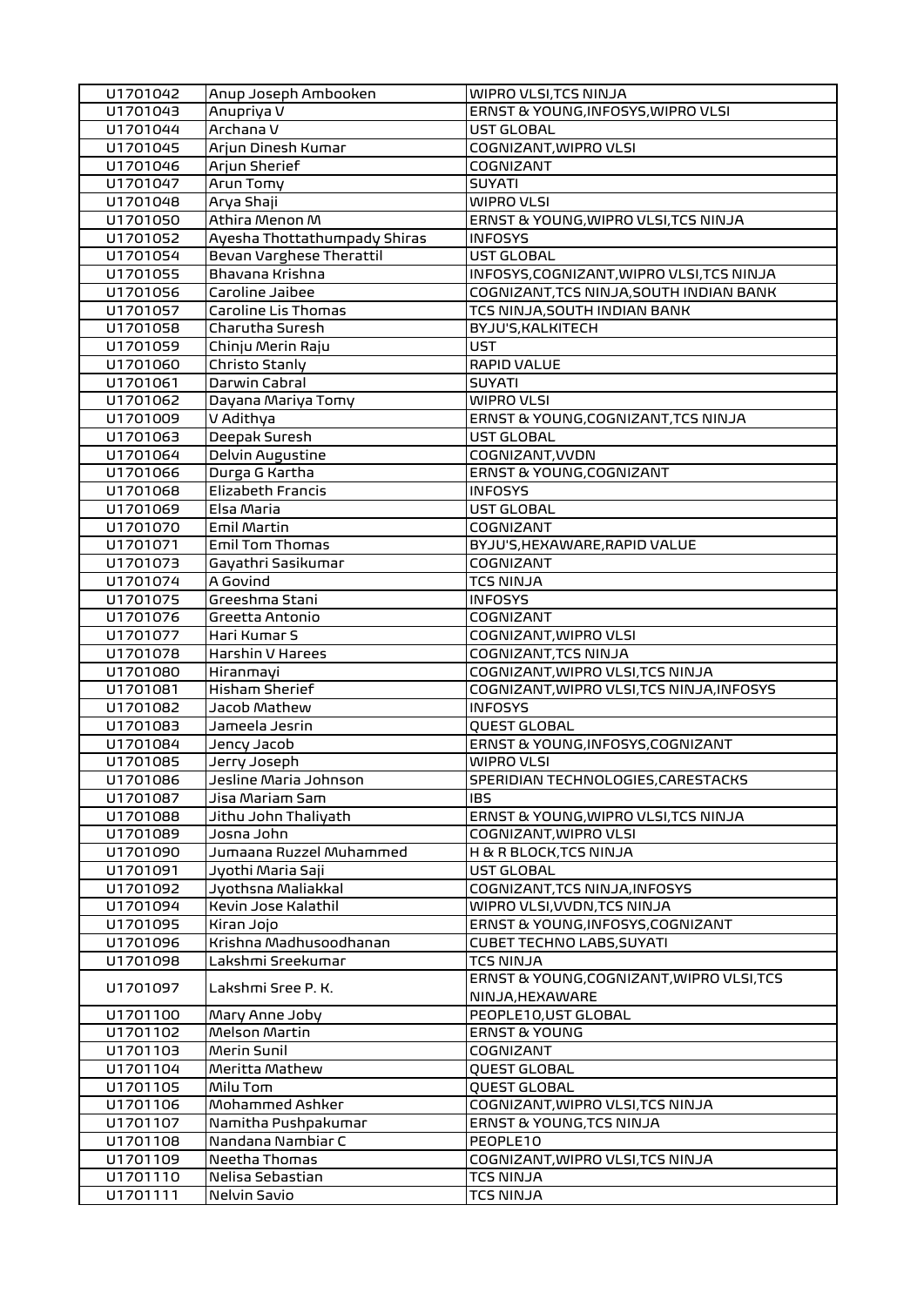| U1701042 | Anup Joseph Ambooken | WIPRO VLSI,TCS NINJA |
|---|---|---|
| U1701043 | Anupriya V | ERNST & YOUNG,INFOSYS,WIPRO VLSI |
| U1701044 | Archana V | UST GLOBAL |
| U1701045 | Arjun Dinesh Kumar | COGNIZANT,WIPRO VLSI |
| U1701046 | Arjun Sherief | COGNIZANT |
| U1701047 | Arun Tomy | SUYATI |
| U1701048 | Arya Shaji | WIPRO VLSI |
| U1701050 | Athira Menon M | ERNST & YOUNG,WIPRO VLSI,TCS NINJA |
| U1701052 | Ayesha Thottathumpady Shiras | INFOSYS |
| U1701054 | Bevan Varghese Therattil | UST GLOBAL |
| U1701055 | Bhavana Krishna | INFOSYS,COGNIZANT,WIPRO VLSI,TCS NINJA |
| U1701056 | Caroline Jaibee | COGNIZANT,TCS NINJA,SOUTH INDIAN BANK |
| U1701057 | Caroline Lis Thomas | TCS NINJA,SOUTH INDIAN BANK |
| U1701058 | Charutha Suresh | BYJU'S,KALKITECH |
| U1701059 | Chinju Merin Raju | UST |
| U1701060 | Christo Stanly | RAPID VALUE |
| U1701061 | Darwin Cabral | SUYATI |
| U1701062 | Dayana Mariya Tomy | WIPRO VLSI |
| U1701009 | V Adithya | ERNST & YOUNG,COGNIZANT,TCS NINJA |
| U1701063 | Deepak Suresh | UST GLOBAL |
| U1701064 | Delvin Augustine | COGNIZANT,VVDN |
| U1701066 | Durga G Kartha | ERNST & YOUNG,COGNIZANT |
| U1701068 | Elizabeth Francis | INFOSYS |
| U1701069 | Elsa Maria | UST GLOBAL |
| U1701070 | Emil Martin | COGNIZANT |
| U1701071 | Emil Tom Thomas | BYJU'S,HEXAWARE,RAPID VALUE |
| U1701073 | Gayathri Sasikumar | COGNIZANT |
| U1701074 | A Govind | TCS NINJA |
| U1701075 | Greeshma Stani | INFOSYS |
| U1701076 | Greetta Antonio | COGNIZANT |
| U1701077 | Hari Kumar S | COGNIZANT,WIPRO VLSI |
| U1701078 | Harshin V Harees | COGNIZANT,TCS NINJA |
| U1701080 | Hiranmayi | COGNIZANT,WIPRO VLSI,TCS NINJA |
| U1701081 | Hisham Sherief | COGNIZANT,WIPRO VLSI,TCS NINJA,INFOSYS |
| U1701082 | Jacob Mathew | INFOSYS |
| U1701083 | Jameela Jesrin | QUEST GLOBAL |
| U1701084 | Jency Jacob | ERNST & YOUNG,INFOSYS,COGNIZANT |
| U1701085 | Jerry Joseph | WIPRO VLSI |
| U1701086 | Jesline Maria Johnson | SPERIDIAN TECHNOLOGIES,CARESTACKS |
| U1701087 | Jisa Mariam Sam | IBS |
| U1701088 | Jithu John Thaliyath | ERNST & YOUNG,WIPRO VLSI,TCS NINJA |
| U1701089 | Josna John | COGNIZANT,WIPRO VLSI |
| U1701090 | Jumaana Ruzzel Muhammed | H & R BLOCK,TCS NINJA |
| U1701091 | Jyothi Maria Saji | UST GLOBAL |
| U1701092 | Jyothsna Maliakkal | COGNIZANT,TCS NINJA,INFOSYS |
| U1701094 | Kevin Jose Kalathil | WIPRO VLSI,VVDN,TCS NINJA |
| U1701095 | Kiran Jojo | ERNST & YOUNG,INFOSYS,COGNIZANT |
| U1701096 | Krishna Madhusoodhanan | CUBET TECHNO LABS,SUYATI |
| U1701098 | Lakshmi Sreekumar | TCS NINJA |
| U1701097 | Lakshmi Sree P. K. | ERNST & YOUNG,COGNIZANT,WIPRO VLSI,TCS NINJA,HEXAWARE |
| U1701100 | Mary Anne Joby | PEOPLE10,UST GLOBAL |
| U1701102 | Melson Martin | ERNST & YOUNG |
| U1701103 | Merin Sunil | COGNIZANT |
| U1701104 | Meritta Mathew | QUEST GLOBAL |
| U1701105 | Milu Tom | QUEST GLOBAL |
| U1701106 | Mohammed Ashker | COGNIZANT,WIPRO VLSI,TCS NINJA |
| U1701107 | Namitha Pushpakumar | ERNST & YOUNG,TCS NINJA |
| U1701108 | Nandana Nambiar C | PEOPLE10 |
| U1701109 | Neetha Thomas | COGNIZANT,WIPRO VLSI,TCS NINJA |
| U1701110 | Nelisa Sebastian | TCS NINJA |
| U1701111 | Nelvin Savio | TCS NINJA |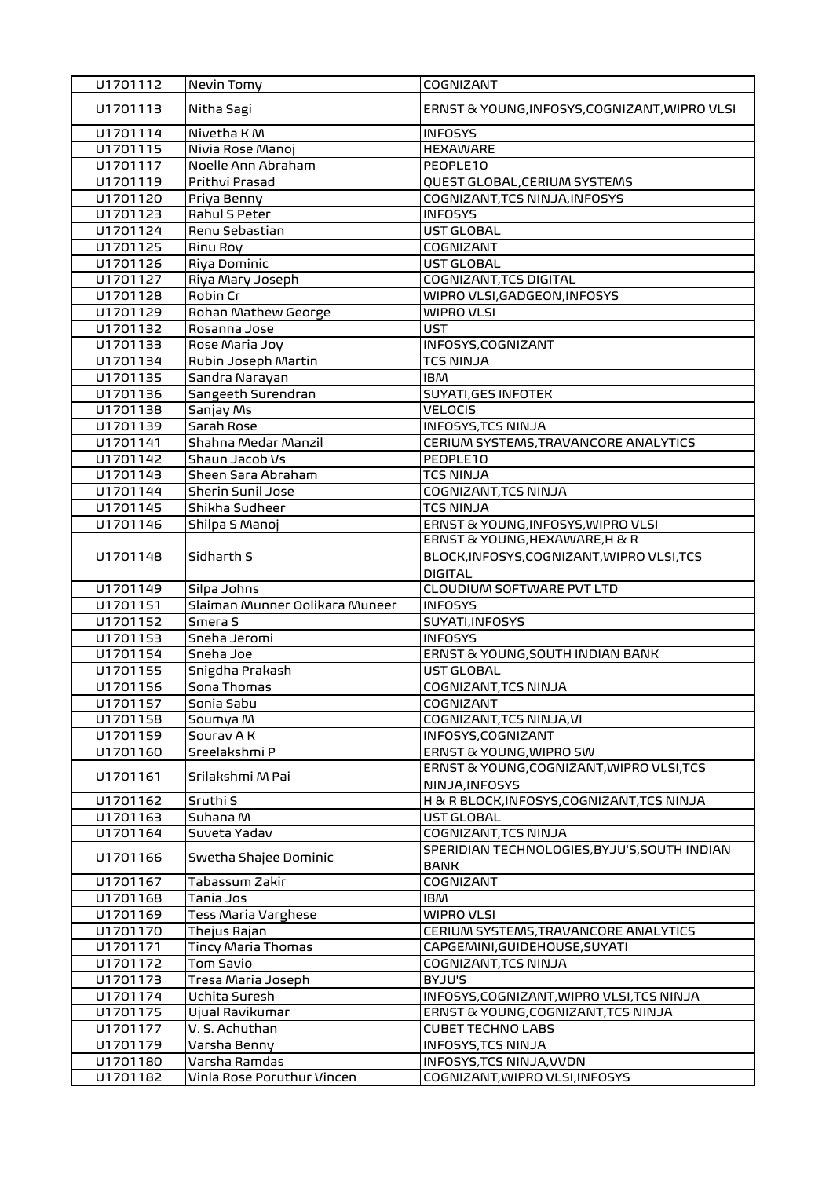| U1701112 | Nevin Tomy | COGNIZANT |
|---|---|---|
| U1701113 | Nitha Sagi | ERNST & YOUNG,INFOSYS,COGNIZANT,WIPRO VLSI |
| U1701114 | Nivetha K M | INFOSYS |
| U1701115 | Nivia Rose Manoj | HEXAWARE |
| U1701117 | Noelle Ann Abraham | PEOPLE10 |
| U1701119 | Prithvi Prasad | QUEST GLOBAL,CERIUM SYSTEMS |
| U1701120 | Priya Benny | COGNIZANT,TCS NINJA,INFOSYS |
| U1701123 | Rahul S Peter | INFOSYS |
| U1701124 | Renu Sebastian | UST GLOBAL |
| U1701125 | Rinu Roy | COGNIZANT |
| U1701126 | Riya Dominic | UST GLOBAL |
| U1701127 | Riya Mary Joseph | COGNIZANT,TCS DIGITAL |
| U1701128 | Robin Cr | WIPRO VLSI,GADGEON,INFOSYS |
| U1701129 | Rohan Mathew George | WIPRO VLSI |
| U1701132 | Rosanna Jose | UST |
| U1701133 | Rose Maria Joy | INFOSYS,COGNIZANT |
| U1701134 | Rubin Joseph Martin | TCS NINJA |
| U1701135 | Sandra Narayan | IBM |
| U1701136 | Sangeeth Surendran | SUYATI,GES INFOTEK |
| U1701138 | Sanjay Ms | VELOCIS |
| U1701139 | Sarah Rose | INFOSYS,TCS NINJA |
| U1701141 | Shahna Medar Manzil | CERIUM SYSTEMS,TRAVANCORE ANALYTICS |
| U1701142 | Shaun Jacob Vs | PEOPLE10 |
| U1701143 | Sheen Sara Abraham | TCS NINJA |
| U1701144 | Sherin Sunil Jose | COGNIZANT,TCS NINJA |
| U1701145 | Shikha Sudheer | TCS NINJA |
| U1701146 | Shilpa S Manoj | ERNST & YOUNG,INFOSYS,WIPRO VLSI |
| U1701148 | Sidharth S | ERNST & YOUNG,HEXAWARE,H & R BLOCK,INFOSYS,COGNIZANT,WIPRO VLSI,TCS DIGITAL |
| U1701149 | Silpa Johns | CLOUDIUM SOFTWARE PVT LTD |
| U1701151 | Slaiman Munner Oolikara Muneer | INFOSYS |
| U1701152 | Smera S | SUYATI,INFOSYS |
| U1701153 | Sneha Jeromi | INFOSYS |
| U1701154 | Sneha Joe | ERNST & YOUNG,SOUTH INDIAN BANK |
| U1701155 | Snigdha Prakash | UST GLOBAL |
| U1701156 | Sona Thomas | COGNIZANT,TCS NINJA |
| U1701157 | Sonia Sabu | COGNIZANT |
| U1701158 | Soumya M | COGNIZANT,TCS NINJA,VI |
| U1701159 | Sourav A K | INFOSYS,COGNIZANT |
| U1701160 | Sreelakshmi P | ERNST & YOUNG,WIPRO SW |
| U1701161 | Srilakshmi M Pai | ERNST & YOUNG,COGNIZANT,WIPRO VLSI,TCS NINJA,INFOSYS |
| U1701162 | Sruthi S | H & R BLOCK,INFOSYS,COGNIZANT,TCS NINJA |
| U1701163 | Suhana M | UST GLOBAL |
| U1701164 | Suveta Yadav | COGNIZANT,TCS NINJA |
| U1701166 | Swetha Shajee Dominic | SPERIDIAN TECHNOLOGIES,BYJU'S,SOUTH INDIAN BANK |
| U1701167 | Tabassum Zakir | COGNIZANT |
| U1701168 | Tania Jos | IBM |
| U1701169 | Tess Maria Varghese | WIPRO VLSI |
| U1701170 | Thejus Rajan | CERIUM SYSTEMS,TRAVANCORE ANALYTICS |
| U1701171 | Tincy Maria Thomas | CAPGEMINI,GUIDEHOUSE,SUYATI |
| U1701172 | Tom Savio | COGNIZANT,TCS NINJA |
| U1701173 | Tresa Maria Joseph | BYJU'S |
| U1701174 | Uchita Suresh | INFOSYS,COGNIZANT,WIPRO VLSI,TCS NINJA |
| U1701175 | Ujual Ravikumar | ERNST & YOUNG,COGNIZANT,TCS NINJA |
| U1701177 | V. S. Achuthan | CUBET TECHNO LABS |
| U1701179 | Varsha Benny | INFOSYS,TCS NINJA |
| U1701180 | Varsha Ramdas | INFOSYS,TCS NINJA,VVDN |
| U1701182 | Vinla Rose Poruthur Vincen | COGNIZANT,WIPRO VLSI,INFOSYS |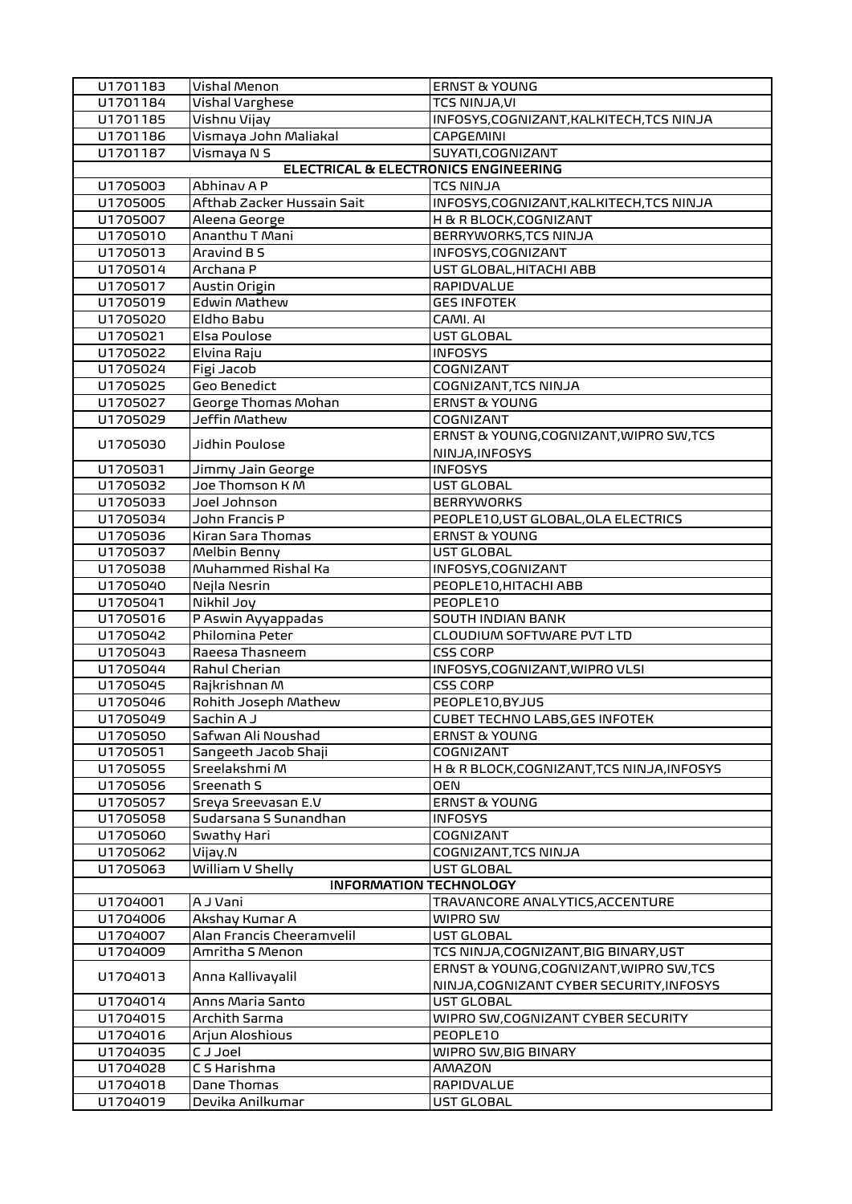| U1701183 | Vishal Menon | ERNST & YOUNG |
|---|---|---|
| U1701184 | Vishal Varghese | TCS NINJA,VI |
| U1701185 | Vishnu Vijay | INFOSYS,COGNIZANT,KALKITECH,TCS NINJA |
| U1701186 | Vismaya John Maliakal | CAPGEMINI |
| U1701187 | Vismaya N S | SUYATI,COGNIZANT |
| **ELECTRICAL & ELECTRONICS ENGINEERING** | | |
| U1705003 | Abhinav A P | TCS NINJA |
| U1705005 | Afthab Zacker Hussain Sait | INFOSYS,COGNIZANT,KALKITECH,TCS NINJA |
| U1705007 | Aleena George | H & R BLOCK,COGNIZANT |
| U1705010 | Ananthu T Mani | BERRYWORKS,TCS NINJA |
| U1705013 | Aravind B S | INFOSYS,COGNIZANT |
| U1705014 | Archana P | UST GLOBAL,HITACHI ABB |
| U1705017 | Austin Origin | RAPIDVALUE |
| U1705019 | Edwin Mathew | GES INFOTEK |
| U1705020 | Eldho Babu | CAMI. AI |
| U1705021 | Elsa Poulose | UST GLOBAL |
| U1705022 | Elvina Raju | INFOSYS |
| U1705024 | Figi Jacob | COGNIZANT |
| U1705025 | Geo Benedict | COGNIZANT,TCS NINJA |
| U1705027 | George Thomas Mohan | ERNST & YOUNG |
| U1705029 | Jeffin Mathew | COGNIZANT |
| U1705030 | Jidhin Poulose | ERNST & YOUNG,COGNIZANT,WIPRO SW,TCS NINJA,INFOSYS |
| U1705031 | Jimmy Jain George | INFOSYS |
| U1705032 | Joe Thomson K M | UST GLOBAL |
| U1705033 | Joel Johnson | BERRYWORKS |
| U1705034 | John Francis P | PEOPLE10,UST GLOBAL,OLA ELECTRICS |
| U1705036 | Kiran Sara Thomas | ERNST & YOUNG |
| U1705037 | Melbin Benny | UST GLOBAL |
| U1705038 | Muhammed Rishal Ka | INFOSYS,COGNIZANT |
| U1705040 | Nejla Nesrin | PEOPLE10,HITACHI ABB |
| U1705041 | Nikhil Joy | PEOPLE10 |
| U1705016 | P Aswin Ayyappadas | SOUTH INDIAN BANK |
| U1705042 | Philomina Peter | CLOUDIUM SOFTWARE PVT LTD |
| U1705043 | Raeesa Thasneem | CSS CORP |
| U1705044 | Rahul Cherian | INFOSYS,COGNIZANT,WIPRO VLSI |
| U1705045 | Rajkrishnan M | CSS CORP |
| U1705046 | Rohith Joseph Mathew | PEOPLE10,BYJUS |
| U1705049 | Sachin A J | CUBET TECHNO LABS,GES INFOTEK |
| U1705050 | Safwan Ali Noushad | ERNST & YOUNG |
| U1705051 | Sangeeth Jacob Shaji | COGNIZANT |
| U1705055 | Sreelakshmi M | H & R BLOCK,COGNIZANT,TCS NINJA,INFOSYS |
| U1705056 | Sreenath S | OEN |
| U1705057 | Sreya Sreevasan E.V | ERNST & YOUNG |
| U1705058 | Sudarsana S Sunandhan | INFOSYS |
| U1705060 | Swathy Hari | COGNIZANT |
| U1705062 | Vijay.N | COGNIZANT,TCS NINJA |
| U1705063 | William V Shelly | UST GLOBAL |
| **INFORMATION TECHNOLOGY** | | |
| U1704001 | A J Vani | TRAVANCORE ANALYTICS,ACCENTURE |
| U1704006 | Akshay Kumar A | WIPRO SW |
| U1704007 | Alan Francis Cheeramvelil | UST GLOBAL |
| U1704009 | Amritha S Menon | TCS NINJA,COGNIZANT,BIG BINARY,UST |
| U1704013 | Anna Kallivayalil | ERNST & YOUNG,COGNIZANT,WIPRO SW,TCS NINJA,COGNIZANT CYBER SECURITY,INFOSYS |
| U1704014 | Anns Maria Santo | UST GLOBAL |
| U1704015 | Archith Sarma | WIPRO SW,COGNIZANT CYBER SECURITY |
| U1704016 | Arjun Aloshious | PEOPLE10 |
| U1704035 | C J Joel | WIPRO SW,BIG BINARY |
| U1704028 | C S Harishma | AMAZON |
| U1704018 | Dane Thomas | RAPIDVALUE |
| U1704019 | Devika Anilkumar | UST GLOBAL |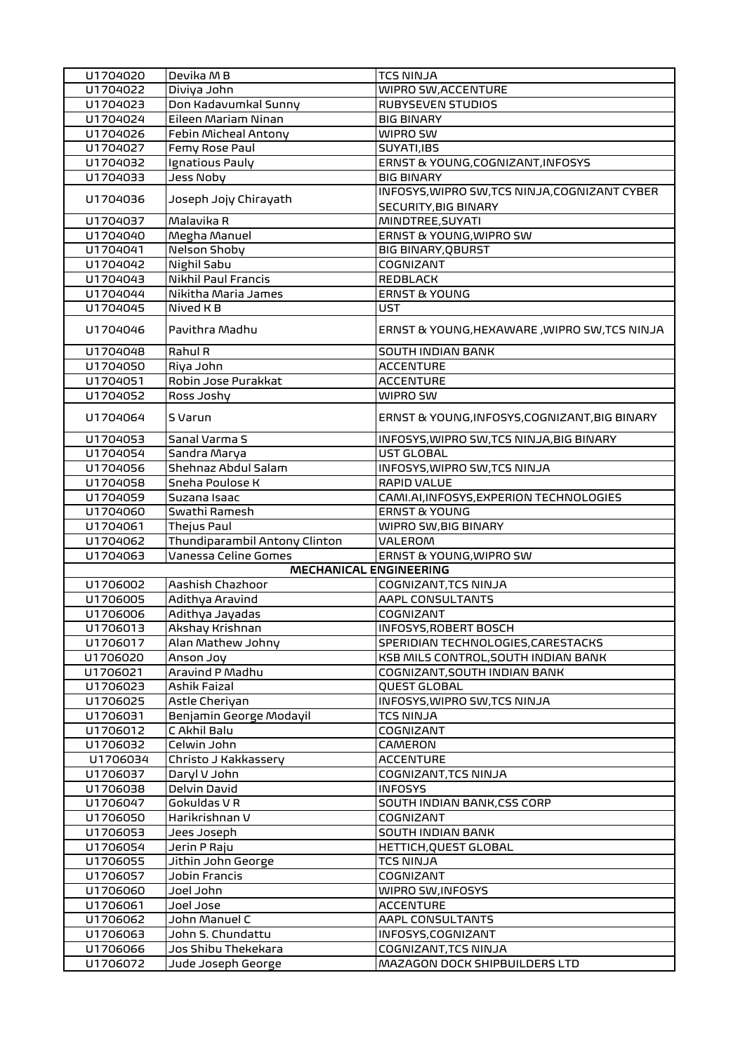| | | |
|---|---|---|
| U1704020 | Devika M B | TCS NINJA |
| U1704022 | Diviya John | WIPRO SW,ACCENTURE |
| U1704023 | Don Kadavumkal Sunny | RUBYSEVEN STUDIOS |
| U1704024 | Eileen Mariam Ninan | BIG BINARY |
| U1704026 | Febin Micheal Antony | WIPRO SW |
| U1704027 | Femy Rose Paul | SUYATI,IBS |
| U1704032 | Ignatious Pauly | ERNST & YOUNG,COGNIZANT,INFOSYS |
| U1704033 | Jess Noby | BIG BINARY |
| U1704036 | Joseph Jojy Chirayath | INFOSYS,WIPRO SW,TCS NINJA,COGNIZANT CYBER SECURITY,BIG BINARY |
| U1704037 | Malavika R | MINDTREE,SUYATI |
| U1704040 | Megha Manuel | ERNST & YOUNG,WIPRO SW |
| U1704041 | Nelson Shoby | BIG BINARY,QBURST |
| U1704042 | Nighil Sabu | COGNIZANT |
| U1704043 | Nikhil Paul Francis | REDBLACK |
| U1704044 | Nikitha Maria James | ERNST & YOUNG |
| U1704045 | Nived K B | UST |
| U1704046 | Pavithra Madhu | ERNST & YOUNG,HEXAWARE ,WIPRO SW,TCS NINJA |
| U1704048 | Rahul R | SOUTH INDIAN BANK |
| U1704050 | Riya John | ACCENTURE |
| U1704051 | Robin Jose Purakkat | ACCENTURE |
| U1704052 | Ross Joshy | WIPRO SW |
| U1704064 | S Varun | ERNST & YOUNG,INFOSYS,COGNIZANT,BIG BINARY |
| U1704053 | Sanal Varma S | INFOSYS,WIPRO SW,TCS NINJA,BIG BINARY |
| U1704054 | Sandra Marya | UST GLOBAL |
| U1704056 | Shehnaz Abdul Salam | INFOSYS,WIPRO SW,TCS NINJA |
| U1704058 | Sneha Poulose K | RAPID VALUE |
| U1704059 | Suzana Isaac | CAMI.AI,INFOSYS,EXPERION TECHNOLOGIES |
| U1704060 | Swathi Ramesh | ERNST & YOUNG |
| U1704061 | Thejus Paul | WIPRO SW,BIG BINARY |
| U1704062 | Thundiparambil Antony Clinton | VALEROM |
| U1704063 | Vanessa Celine Gomes | ERNST & YOUNG,WIPRO SW |
| | **MECHANICAL ENGINEERING** | |
| U1706002 | Aashish Chazhoor | COGNIZANT,TCS NINJA |
| U1706005 | Adithya Aravind | AAPL CONSULTANTS |
| U1706006 | Adithya Jayadas | COGNIZANT |
| U1706013 | Akshay Krishnan | INFOSYS,ROBERT BOSCH |
| U1706017 | Alan Mathew Johny | SPERIDIAN TECHNOLOGIES,CARESTACKS |
| U1706020 | Anson Joy | KSB MILS CONTROL,SOUTH INDIAN BANK |
| U1706021 | Aravind P Madhu | COGNIZANT,SOUTH INDIAN BANK |
| U1706023 | Ashik Faizal | QUEST GLOBAL |
| U1706025 | Astle Cheriyan | INFOSYS,WIPRO SW,TCS NINJA |
| U1706031 | Benjamin George Modayil | TCS NINJA |
| U1706012 | C Akhil Balu | COGNIZANT |
| U1706032 | Celwin John | CAMERON |
| U1706034 | Christo J Kakkassery | ACCENTURE |
| U1706037 | Daryl V John | COGNIZANT,TCS NINJA |
| U1706038 | Delvin David | INFOSYS |
| U1706047 | Gokuldas V R | SOUTH INDIAN BANK,CSS CORP |
| U1706050 | Harikrishnan V | COGNIZANT |
| U1706053 | Jees Joseph | SOUTH INDIAN BANK |
| U1706054 | Jerin P Raju | HETTICH,QUEST GLOBAL |
| U1706055 | Jithin John George | TCS NINJA |
| U1706057 | Jobin Francis | COGNIZANT |
| U1706060 | Joel John | WIPRO SW,INFOSYS |
| U1706061 | Joel Jose | ACCENTURE |
| U1706062 | John Manuel C | AAPL CONSULTANTS |
| U1706063 | John S. Chundattu | INFOSYS,COGNIZANT |
| U1706066 | Jos Shibu Thekekara | COGNIZANT,TCS NINJA |
| U1706072 | Jude Joseph George | MAZAGON DOCK SHIPBUILDERS LTD |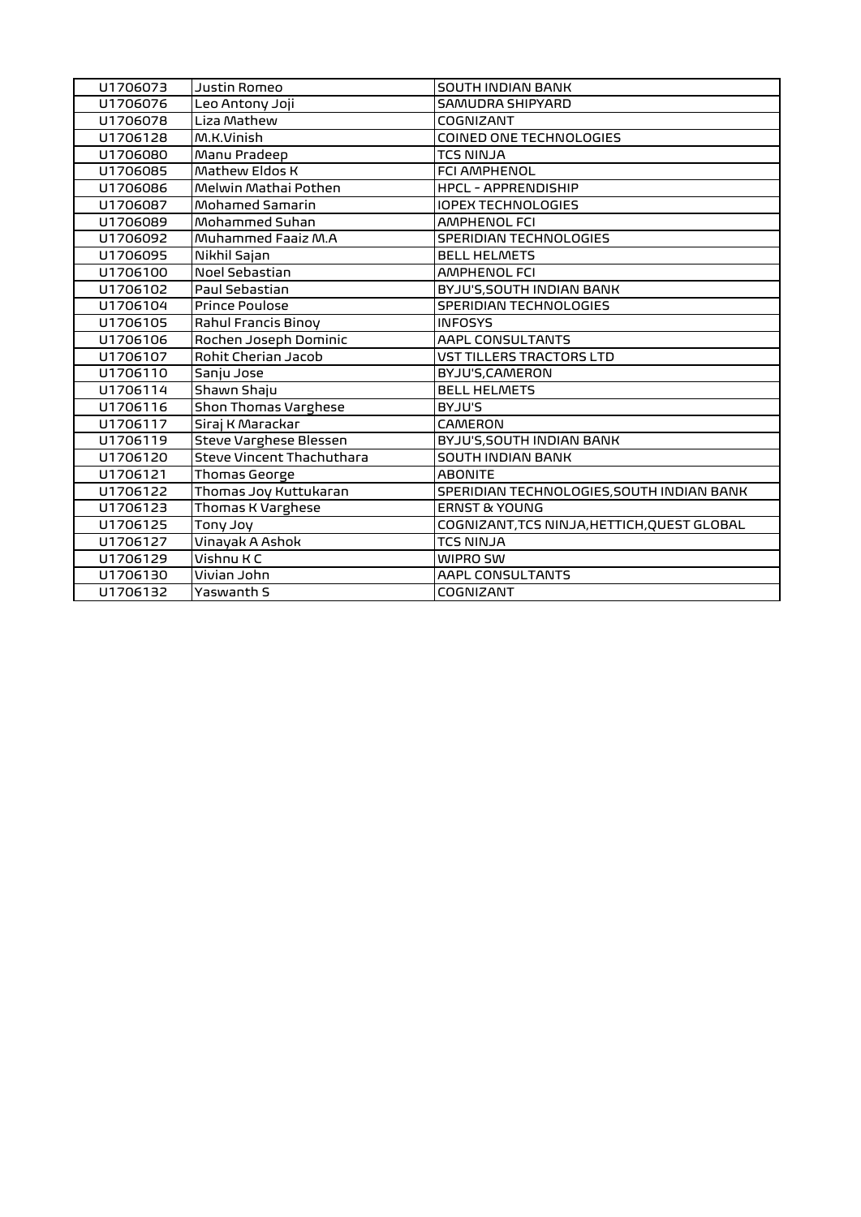| | | |
|---|---|---|
| U1706073 | Justin Romeo | SOUTH INDIAN BANK |
| U1706076 | Leo Antony Joji | SAMUDRA SHIPYARD |
| U1706078 | Liza Mathew | COGNIZANT |
| U1706128 | M.K.Vinish | COINED ONE TECHNOLOGIES |
| U1706080 | Manu Pradeep | TCS NINJA |
| U1706085 | Mathew Eldos K | FCI AMPHENOL |
| U1706086 | Melwin Mathai Pothen | HPCL - APPRENDISHIP |
| U1706087 | Mohamed Samarin | IOPEX TECHNOLOGIES |
| U1706089 | Mohammed Suhan | AMPHENOL FCI |
| U1706092 | Muhammed Faaiz M.A | SPERIDIAN TECHNOLOGIES |
| U1706095 | Nikhil Sajan | BELL HELMETS |
| U1706100 | Noel Sebastian | AMPHENOL FCI |
| U1706102 | Paul Sebastian | BYJU'S,SOUTH INDIAN BANK |
| U1706104 | Prince Poulose | SPERIDIAN TECHNOLOGIES |
| U1706105 | Rahul Francis Binoy | INFOSYS |
| U1706106 | Rochen Joseph Dominic | AAPL CONSULTANTS |
| U1706107 | Rohit Cherian Jacob | VST TILLERS TRACTORS LTD |
| U1706110 | Sanju Jose | BYJU'S,CAMERON |
| U1706114 | Shawn Shaju | BELL HELMETS |
| U1706116 | Shon Thomas Varghese | BYJU'S |
| U1706117 | Siraj K Marackar | CAMERON |
| U1706119 | Steve Varghese Blessen | BYJU'S,SOUTH INDIAN BANK |
| U1706120 | Steve Vincent Thachuthara | SOUTH INDIAN BANK |
| U1706121 | Thomas George | ABONITE |
| U1706122 | Thomas Joy Kuttukaran | SPERIDIAN TECHNOLOGIES,SOUTH INDIAN BANK |
| U1706123 | Thomas K Varghese | ERNST & YOUNG |
| U1706125 | Tony Joy | COGNIZANT,TCS NINJA,HETTICH,QUEST GLOBAL |
| U1706127 | Vinayak A Ashok | TCS NINJA |
| U1706129 | Vishnu K C | WIPRO SW |
| U1706130 | Vivian John | AAPL CONSULTANTS |
| U1706132 | Yaswanth S | COGNIZANT |